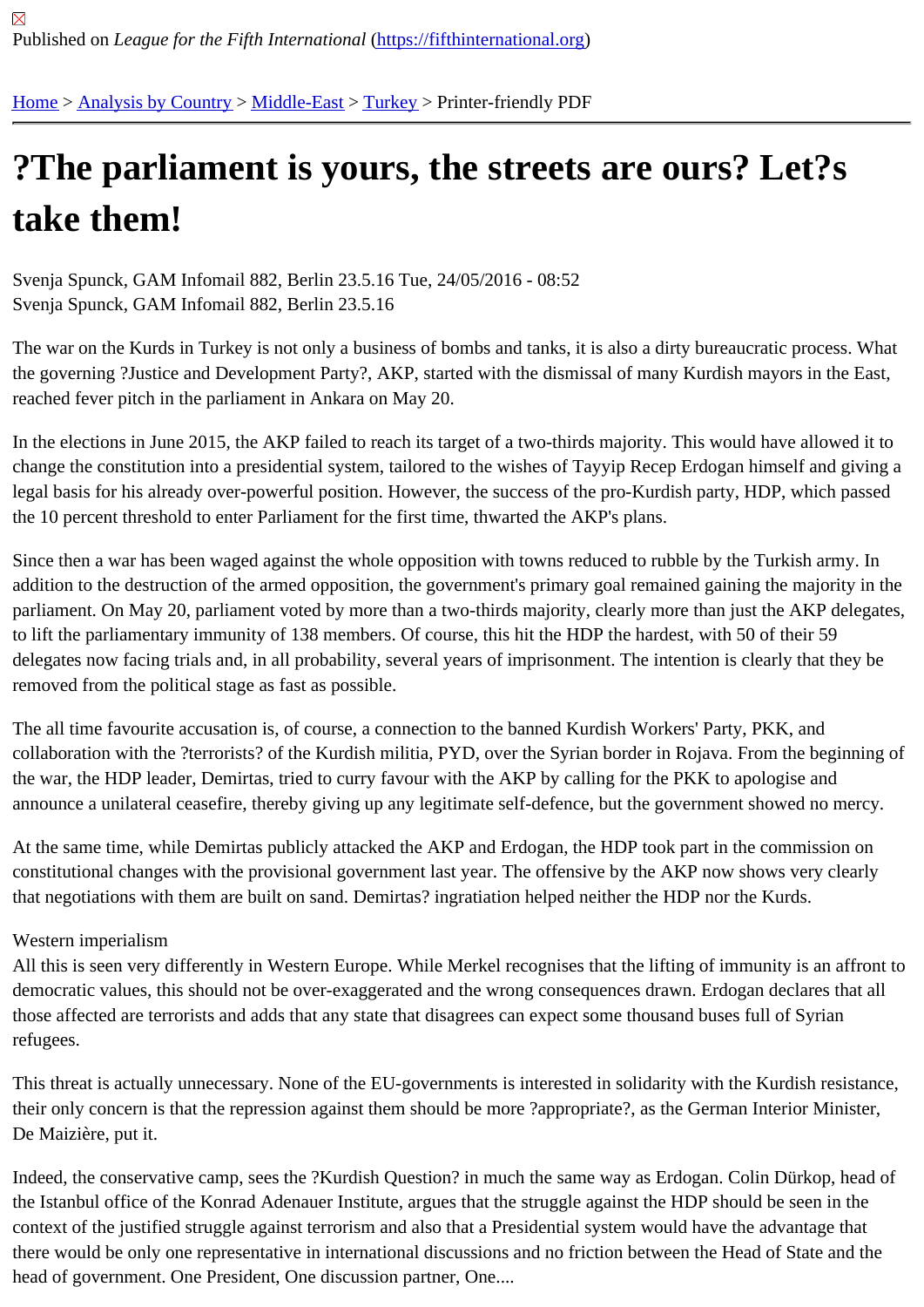Published on *League for the Fifth International* (https://fifthinternational.org)

Home > Analysis by Country > Middle-East > Turkey > Printer-friendly PDF

# ?The parliament is yours, the streets are ours? Let?s take them!

Svenja Spunck, GAM Infomail 882, Berlin 23.5.16 Tue, 24/05/2016 - 08:52
Svenja Spunck, GAM Infomail 882, Berlin 23.5.16

The war on the Kurds in Turkey is not only a business of bombs and tanks, it is also a dirty bureaucratic process. What the governing ?Justice and Development Party?, AKP, started with the dismissal of many Kurdish mayors in the East, reached fever pitch in the parliament in Ankara on May 20.

In the elections in June 2015, the AKP failed to reach its target of a two-thirds majority. This would have allowed it to change the constitution into a presidential system, tailored to the wishes of Tayyip Recep Erdogan himself and giving a legal basis for his already over-powerful position. However, the success of the pro-Kurdish party, HDP, which passed the 10 percent threshold to enter Parliament for the first time, thwarted the AKP's plans.

Since then a war has been waged against the whole opposition with towns reduced to rubble by the Turkish army. In addition to the destruction of the armed opposition, the government's primary goal remained gaining the majority in the parliament. On May 20, parliament voted by more than a two-thirds majority, clearly more than just the AKP delegates, to lift the parliamentary immunity of 138 members. Of course, this hit the HDP the hardest, with 50 of their 59 delegates now facing trials and, in all probability, several years of imprisonment. The intention is clearly that they be removed from the political stage as fast as possible.

The all time favourite accusation is, of course, a connection to the banned Kurdish Workers' Party, PKK, and collaboration with the ?terrorists? of the Kurdish militia, PYD, over the Syrian border in Rojava. From the beginning of the war, the HDP leader, Demirtas, tried to curry favour with the AKP by calling for the PKK to apologise and announce a unilateral ceasefire, thereby giving up any legitimate self-defence, but the government showed no mercy.

At the same time, while Demirtas publicly attacked the AKP and Erdogan, the HDP took part in the commission on constitutional changes with the provisional government last year. The offensive by the AKP now shows very clearly that negotiations with them are built on sand. Demirtas? ingratiation helped neither the HDP nor the Kurds.

Western imperialism

All this is seen very differently in Western Europe. While Merkel recognises that the lifting of immunity is an affront to democratic values, this should not be over-exaggerated and the wrong consequences drawn. Erdogan declares that all those affected are terrorists and adds that any state that disagrees can expect some thousand buses full of Syrian refugees.

This threat is actually unnecessary. None of the EU-governments is interested in solidarity with the Kurdish resistance, their only concern is that the repression against them should be more ?appropriate?, as the German Interior Minister, De Maizière, put it.

Indeed, the conservative camp, sees the ?Kurdish Question? in much the same way as Erdogan. Colin Dürkop, head of the Istanbul office of the Konrad Adenauer Institute, argues that the struggle against the HDP should be seen in the context of the justified struggle against terrorism and also that a Presidential system would have the advantage that there would be only one representative in international discussions and no friction between the Head of State and the head of government. One President, One discussion partner, One....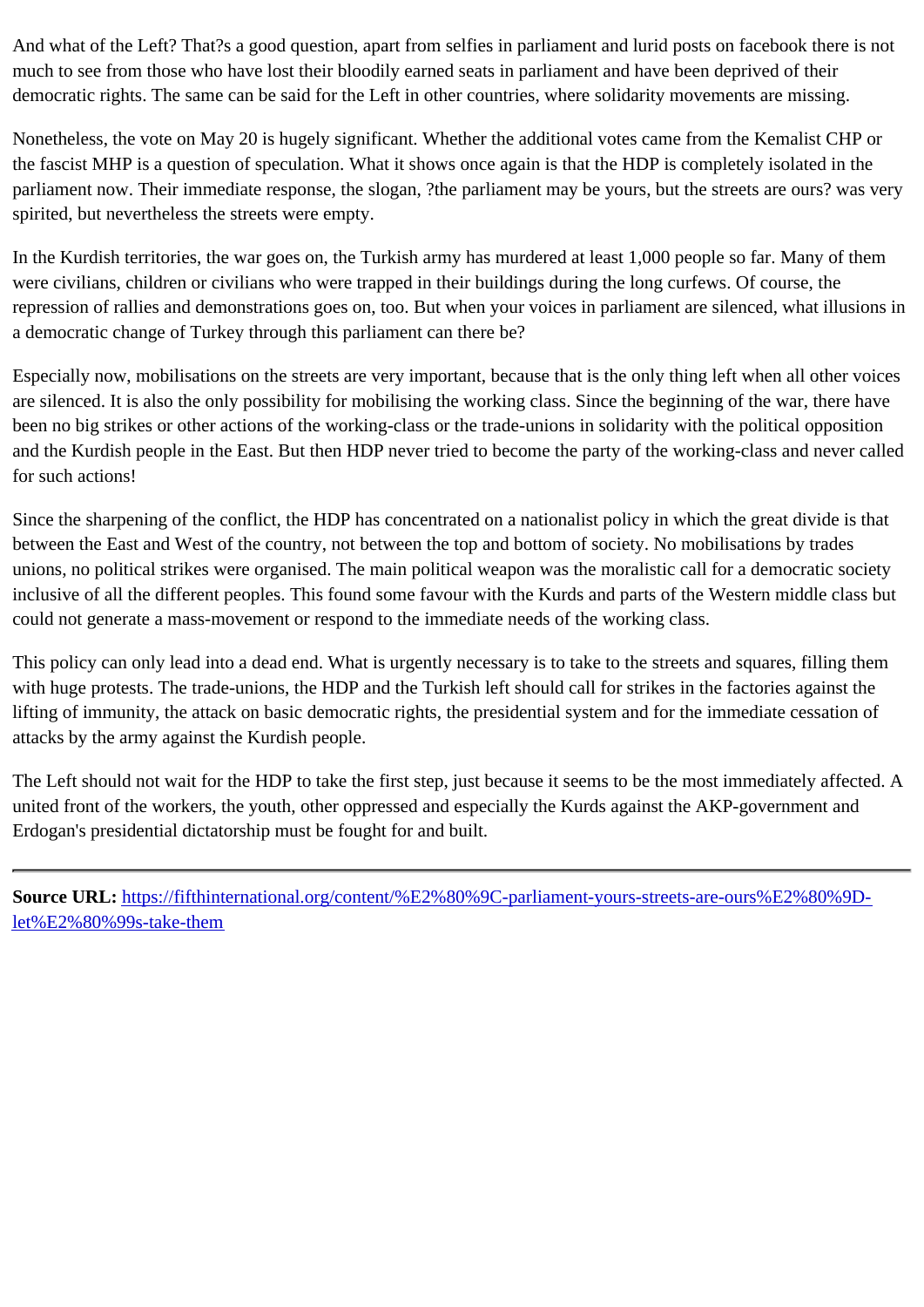And what of the Left? That?s a good question, apart from selfies in parliament and lurid posts on facebook there is not much to see from those who have lost their bloodily earned seats in parliament and have been deprived of their democratic rights. The same can be said for the Left in other countries, where solidarity movements are missing.

Nonetheless, the vote on May 20 is hugely significant. Whether the additional votes came from the Kemalist CHP or the fascist MHP is a question of speculation. What it shows once again is that the HDP is completely isolated in the parliament now. Their immediate response, the slogan, ?the parliament may be yours, but the streets are ours? was very spirited, but nevertheless the streets were empty.

In the Kurdish territories, the war goes on, the Turkish army has murdered at least 1,000 people so far. Many of them were civilians, children or civilians who were trapped in their buildings during the long curfews. Of course, the repression of rallies and demonstrations goes on, too. But when your voices in parliament are silenced, what illusions in a democratic change of Turkey through this parliament can there be?

Especially now, mobilisations on the streets are very important, because that is the only thing left when all other voices are silenced. It is also the only possibility for mobilising the working class. Since the beginning of the war, there have been no big strikes or other actions of the working-class or the trade-unions in solidarity with the political opposition and the Kurdish people in the East. But then HDP never tried to become the party of the working-class and never called for such actions!

Since the sharpening of the conflict, the HDP has concentrated on a nationalist policy in which the great divide is that between the East and West of the country, not between the top and bottom of society. No mobilisations by trades unions, no political strikes were organised. The main political weapon was the moralistic call for a democratic society inclusive of all the different peoples. This found some favour with the Kurds and parts of the Western middle class but could not generate a mass-movement or respond to the immediate needs of the working class.

This policy can only lead into a dead end. What is urgently necessary is to take to the streets and squares, filling them with huge protests. The trade-unions, the HDP and the Turkish left should call for strikes in the factories against the lifting of immunity, the attack on basic democratic rights, the presidential system and for the immediate cessation of attacks by the army against the Kurdish people.

The Left should not wait for the HDP to take the first step, just because it seems to be the most immediately affected. A united front of the workers, the youth, other oppressed and especially the Kurds against the AKP-government and Erdogan's presidential dictatorship must be fought for and built.

---

**Source URL:** https://fifthinternational.org/content/%E2%80%9C-parliament-yours-streets-are-ours%E2%80%9D-let%E2%80%99s-take-them